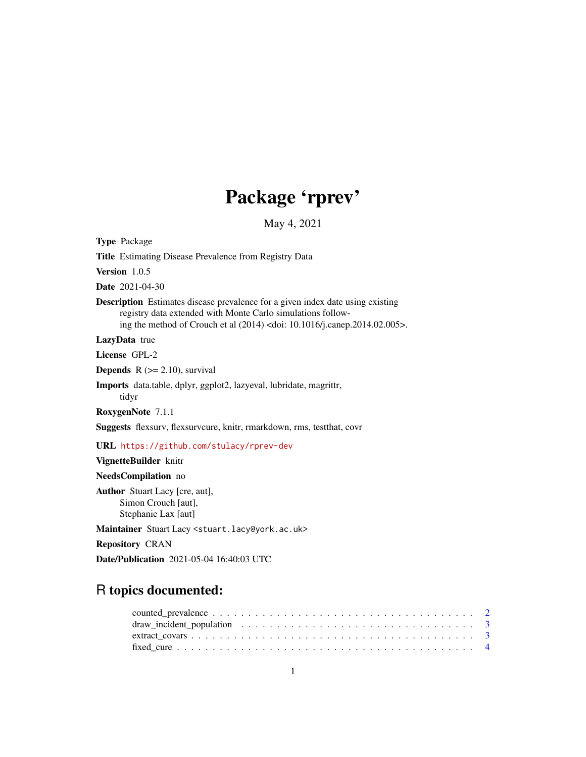# Package 'rprev'

May 4, 2021

**Type** Package

**Title** Estimating Disease Prevalence from Registry Data

**Version** 1.0.5

**Date** 2021-04-30

**Description** Estimates disease prevalence for a given index date using existing registry data extended with Monte Carlo simulations following the method of Crouch et al (2014) <doi: 10.1016/j.canep.2014.02.005>.

**LazyData** true

**License** GPL-2

**Depends** R (>= 2.10), survival

**Imports** data.table, dplyr, ggplot2, lazyeval, lubridate, magrittr, tidyr

**RoxygenNote** 7.1.1

**Suggests** flexsurv, flexsurvcure, knitr, rmarkdown, rms, testthat, covr

**URL** https://github.com/stulacy/rprev-dev

**VignetteBuilder** knitr

**NeedsCompilation** no

**Author** Stuart Lacy [cre, aut],
Simon Crouch [aut],
Stephanie Lax [aut]

**Maintainer** Stuart Lacy <stuart.lacy@york.ac.uk>

**Repository** CRAN

**Date/Publication** 2021-05-04 16:40:03 UTC

## R topics documented:

counted_prevalence . . . . . . . . . . . . . . . . . . . . . . . . . . . . . . . . . . 2
draw_incident_population . . . . . . . . . . . . . . . . . . . . . . . . . . . . . . 3
extract_covars . . . . . . . . . . . . . . . . . . . . . . . . . . . . . . . . . . . . 3
fixed_cure . . . . . . . . . . . . . . . . . . . . . . . . . . . . . . . . . . . . . . . 4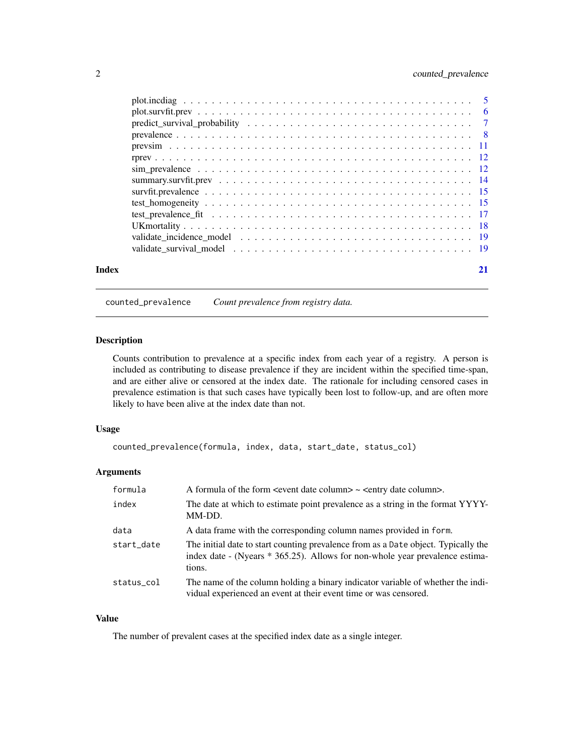plot.incdiag . . . . . . . . . . . . . . . . . . . . . . . . . . . . . . . . . . . . . . . 5
plot.survfit.prev . . . . . . . . . . . . . . . . . . . . . . . . . . . . . . . . . . . . 6
predict_survival_probability . . . . . . . . . . . . . . . . . . . . . . . . . . . . . . 7
prevalence . . . . . . . . . . . . . . . . . . . . . . . . . . . . . . . . . . . . . . . 8
prevsim . . . . . . . . . . . . . . . . . . . . . . . . . . . . . . . . . . . . . . . . 11
rprev . . . . . . . . . . . . . . . . . . . . . . . . . . . . . . . . . . . . . . . . . 12
sim_prevalence . . . . . . . . . . . . . . . . . . . . . . . . . . . . . . . . . . . . 12
summary.survfit.prev . . . . . . . . . . . . . . . . . . . . . . . . . . . . . . . . . 14
survfit.prevalence . . . . . . . . . . . . . . . . . . . . . . . . . . . . . . . . . . . 15
test_homogeneity . . . . . . . . . . . . . . . . . . . . . . . . . . . . . . . . . . . 15
test_prevalence_fit . . . . . . . . . . . . . . . . . . . . . . . . . . . . . . . . . . 17
UKmortality . . . . . . . . . . . . . . . . . . . . . . . . . . . . . . . . . . . . . . 18
validate_incidence_model . . . . . . . . . . . . . . . . . . . . . . . . . . . . . . . 19
validate_survival_model . . . . . . . . . . . . . . . . . . . . . . . . . . . . . . . . 19

**Index** 21

## counted_prevalence — *Count prevalence from registry data.*

### Description

Counts contribution to prevalence at a specific index from each year of a registry. A person is included as contributing to disease prevalence if they are incident within the specified time-span, and are either alive or censored at the index date. The rationale for including censored cases in prevalence estimation is that such cases have typically been lost to follow-up, and are often more likely to have been alive at the index date than not.

### Usage

```
counted_prevalence(formula, index, data, start_date, status_col)
```

### Arguments

| | |
|---|---|
| `formula` | A formula of the form <event date column> ~ <entry date column>. |
| `index` | The date at which to estimate point prevalence as a string in the format YYYY-MM-DD. |
| `data` | A data frame with the corresponding column names provided in `form`. |
| `start_date` | The initial date to start counting prevalence from as a `Date` object. Typically the index date - (Nyears * 365.25). Allows for non-whole year prevalence estimations. |
| `status_col` | The name of the column holding a binary indicator variable of whether the individual experienced an event at their event time or was censored. |

### Value

The number of prevalent cases at the specified index date as a single integer.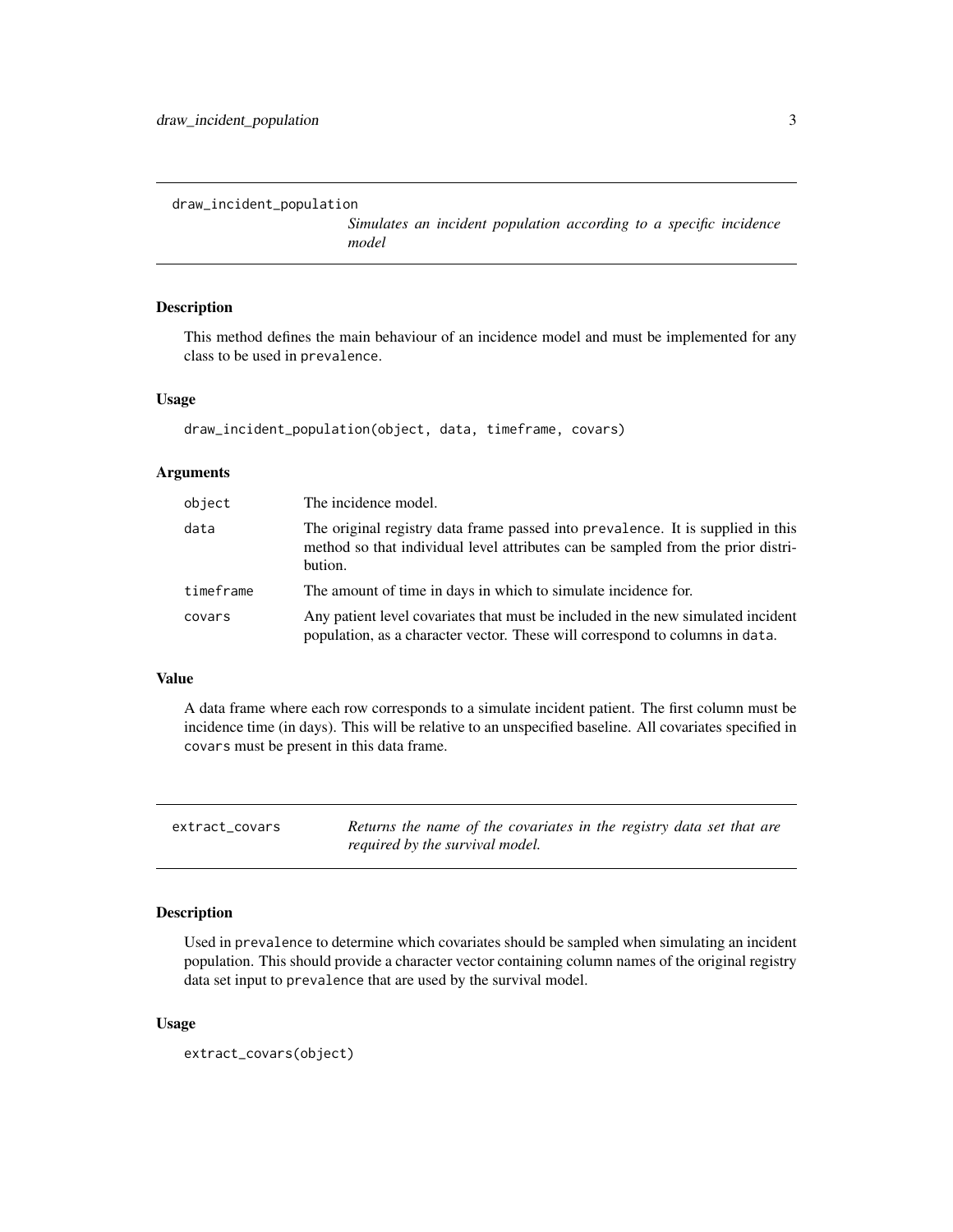## draw_incident_population

*Simulates an incident population according to a specific incidence model*

### Description

This method defines the main behaviour of an incidence model and must be implemented for any class to be used in `prevalence`.

### Usage

```
draw_incident_population(object, data, timeframe, covars)
```

### Arguments

| | |
|---|---|
| `object` | The incidence model. |
| `data` | The original registry data frame passed into `prevalence`. It is supplied in this method so that individual level attributes can be sampled from the prior distribution. |
| `timeframe` | The amount of time in days in which to simulate incidence for. |
| `covars` | Any patient level covariates that must be included in the new simulated incident population, as a character vector. These will correspond to columns in `data`. |

### Value

A data frame where each row corresponds to a simulate incident patient. The first column must be incidence time (in days). This will be relative to an unspecified baseline. All covariates specified in `covars` must be present in this data frame.

## extract_covars

*Returns the name of the covariates in the registry data set that are required by the survival model.*

### Description

Used in `prevalence` to determine which covariates should be sampled when simulating an incident population. This should provide a character vector containing column names of the original registry data set input to `prevalence` that are used by the survival model.

### Usage

```
extract_covars(object)
```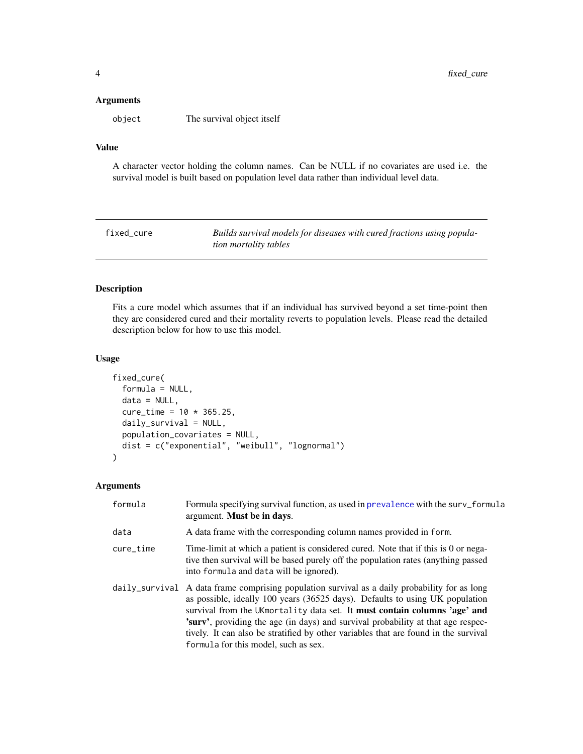### Arguments

| | |
|---|---|
| object | The survival object itself |

### Value

A character vector holding the column names. Can be NULL if no covariates are used i.e. the survival model is built based on population level data rather than individual level data.

---

## fixed_cure — *Builds survival models for diseases with cured fractions using population mortality tables*

---

### Description

Fits a cure model which assumes that if an individual has survived beyond a set time-point then they are considered cured and their mortality reverts to population levels. Please read the detailed description below for how to use this model.

### Usage

```
fixed_cure(
  formula = NULL,
  data = NULL,
  cure_time = 10 * 365.25,
  daily_survival = NULL,
  population_covariates = NULL,
  dist = c("exponential", "weibull", "lognormal")
)
```

### Arguments

| | |
|---|---|
| formula | Formula specifying survival function, as used in prevalence with the surv_formula argument. **Must be in days**. |
| data | A data frame with the corresponding column names provided in form. |
| cure_time | Time-limit at which a patient is considered cured. Note that if this is 0 or negative then survival will be based purely off the population rates (anything passed into formula and data will be ignored). |
| daily_survival | A data frame comprising population survival as a daily probability for as long as possible, ideally 100 years (36525 days). Defaults to using UK population survival from the UKmortality data set. It **must contain columns 'age' and 'surv'**, providing the age (in days) and survival probability at that age respectively. It can also be stratified by other variables that are found in the survival formula for this model, such as sex. |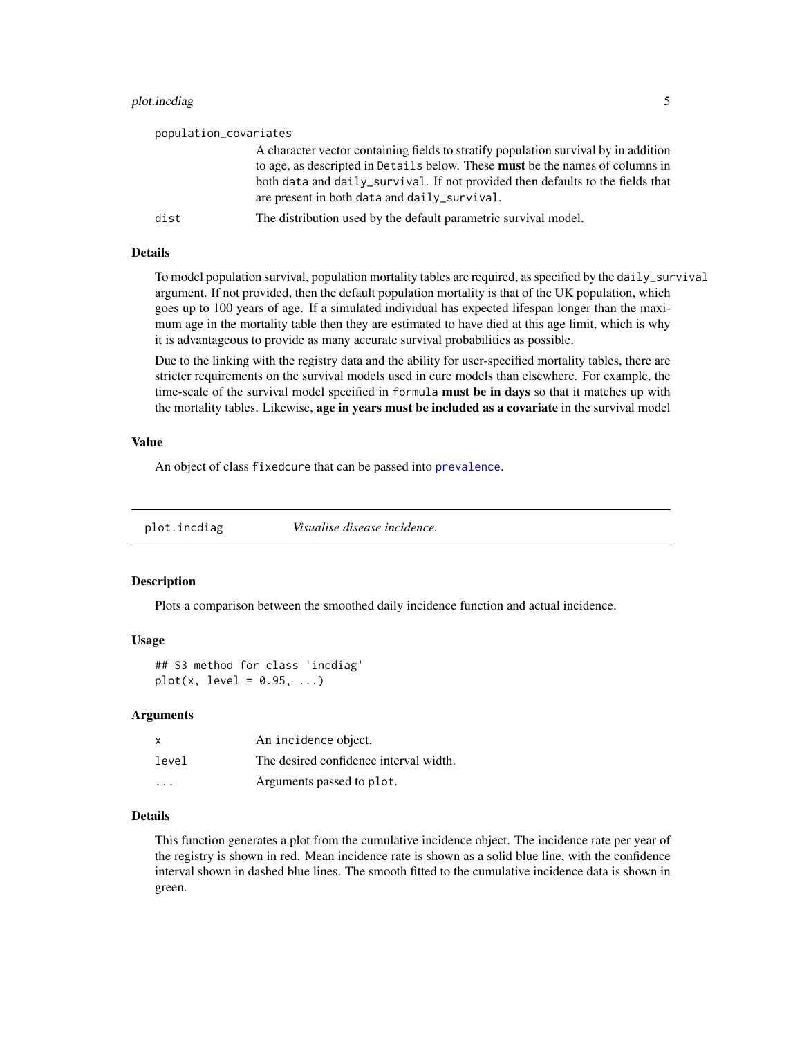population_covariates

A character vector containing fields to stratify population survival by in addition to age, as descripted in Details below. These **must** be the names of columns in both data and daily_survival. If not provided then defaults to the fields that are present in both data and daily_survival.

dist

The distribution used by the default parametric survival model.

### Details

To model population survival, population mortality tables are required, as specified by the daily_survival argument. If not provided, then the default population mortality is that of the UK population, which goes up to 100 years of age. If a simulated individual has expected lifespan longer than the maximum age in the mortality table then they are estimated to have died at this age limit, which is why it is advantageous to provide as many accurate survival probabilities as possible.

Due to the linking with the registry data and the ability for user-specified mortality tables, there are stricter requirements on the survival models used in cure models than elsewhere. For example, the time-scale of the survival model specified in formula **must be in days** so that it matches up with the mortality tables. Likewise, **age in years must be included as a covariate** in the survival model

### Value

An object of class fixedcure that can be passed into prevalence.

---

## plot.incdiag *Visualise disease incidence.*

---

### Description

Plots a comparison between the smoothed daily incidence function and actual incidence.

### Usage

```
## S3 method for class 'incdiag'
plot(x, level = 0.95, ...)
```

### Arguments

| | |
|---|---|
| x | An incidence object. |
| level | The desired confidence interval width. |
| ... | Arguments passed to plot. |

### Details

This function generates a plot from the cumulative incidence object. The incidence rate per year of the registry is shown in red. Mean incidence rate is shown as a solid blue line, with the confidence interval shown in dashed blue lines. The smooth fitted to the cumulative incidence data is shown in green.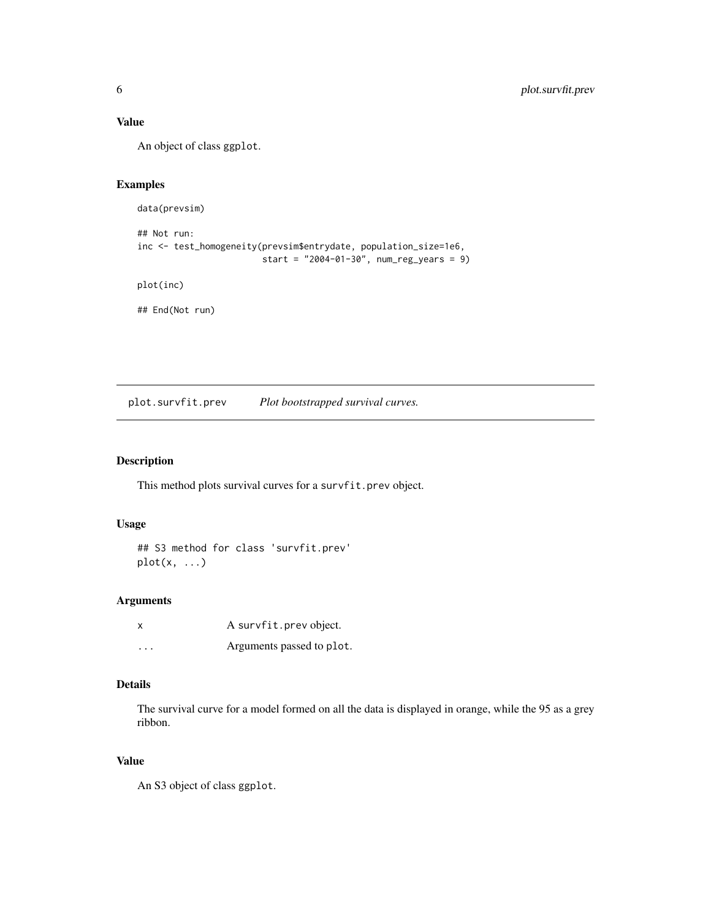### Value

An object of class ggplot.

### Examples

```
data(prevsim)

## Not run:
inc <- test_homogeneity(prevsim$entrydate, population_size=1e6,
                        start = "2004-01-30", num_reg_years = 9)

plot(inc)

## End(Not run)
```

---

## plot.survfit.prev &nbsp;&nbsp;&nbsp; *Plot bootstrapped survival curves.*

---

### Description

This method plots survival curves for a survfit.prev object.

### Usage

```
## S3 method for class 'survfit.prev'
plot(x, ...)
```

### Arguments

| | |
|---|---|
| x | A survfit.prev object. |
| ... | Arguments passed to plot. |

### Details

The survival curve for a model formed on all the data is displayed in orange, while the 95 as a grey ribbon.

### Value

An S3 object of class ggplot.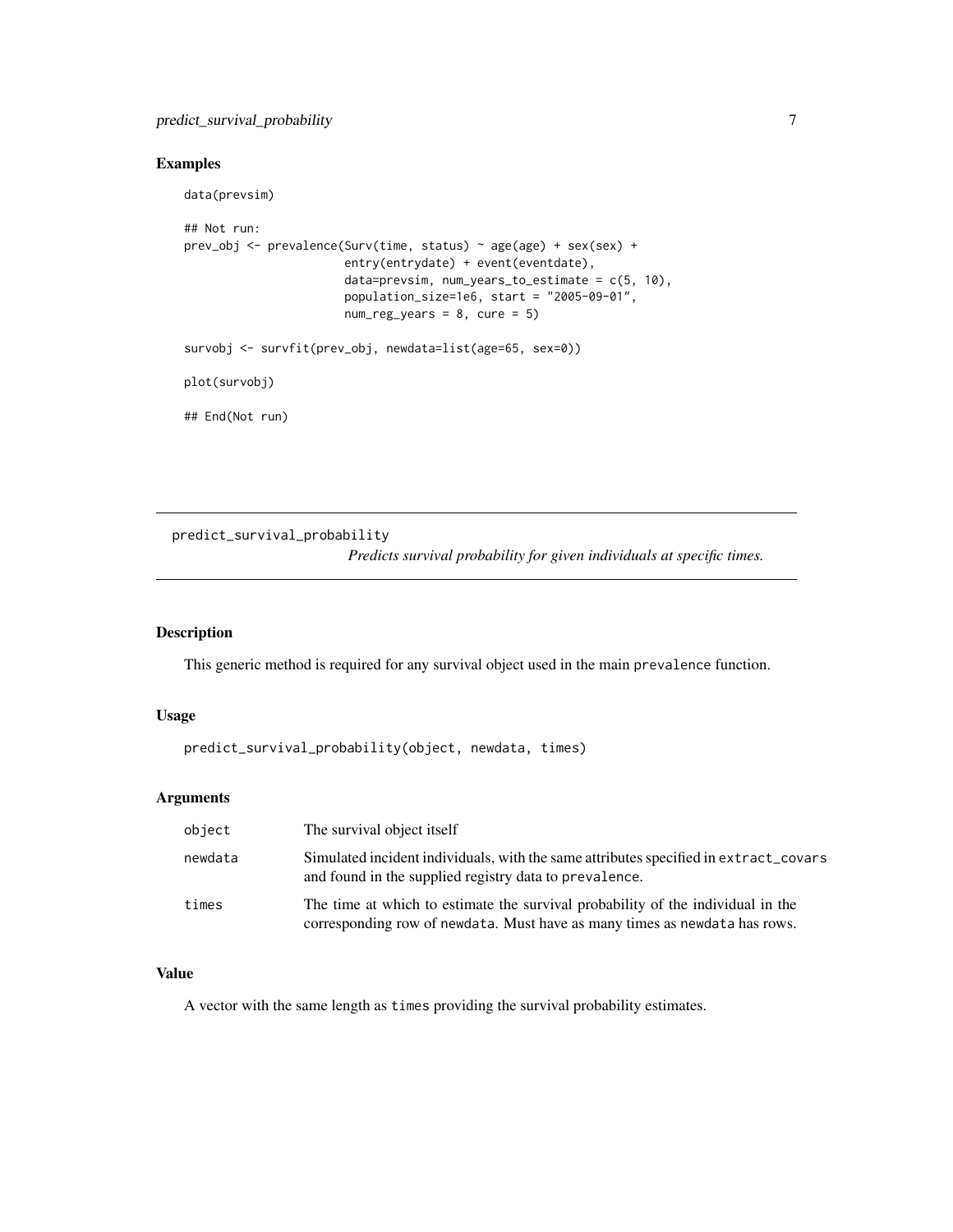## Examples

```
data(prevsim)

## Not run:
prev_obj <- prevalence(Surv(time, status) ~ age(age) + sex(sex) +
                       entry(entrydate) + event(eventdate),
                       data=prevsim, num_years_to_estimate = c(5, 10),
                       population_size=1e6, start = "2005-09-01",
                       num_reg_years = 8, cure = 5)

survobj <- survfit(prev_obj, newdata=list(age=65, sex=0))

plot(survobj)

## End(Not run)
```

---

predict_survival_probability *Predicts survival probability for given individuals at specific times.*

---

## Description

This generic method is required for any survival object used in the main `prevalence` function.

## Usage

```
predict_survival_probability(object, newdata, times)
```

## Arguments

| | |
|---|---|
| `object` | The survival object itself |
| `newdata` | Simulated incident individuals, with the same attributes specified in `extract_covars` and found in the supplied registry data to `prevalence`. |
| `times` | The time at which to estimate the survival probability of the individual in the corresponding row of `newdata`. Must have as many times as `newdata` has rows. |

## Value

A vector with the same length as `times` providing the survival probability estimates.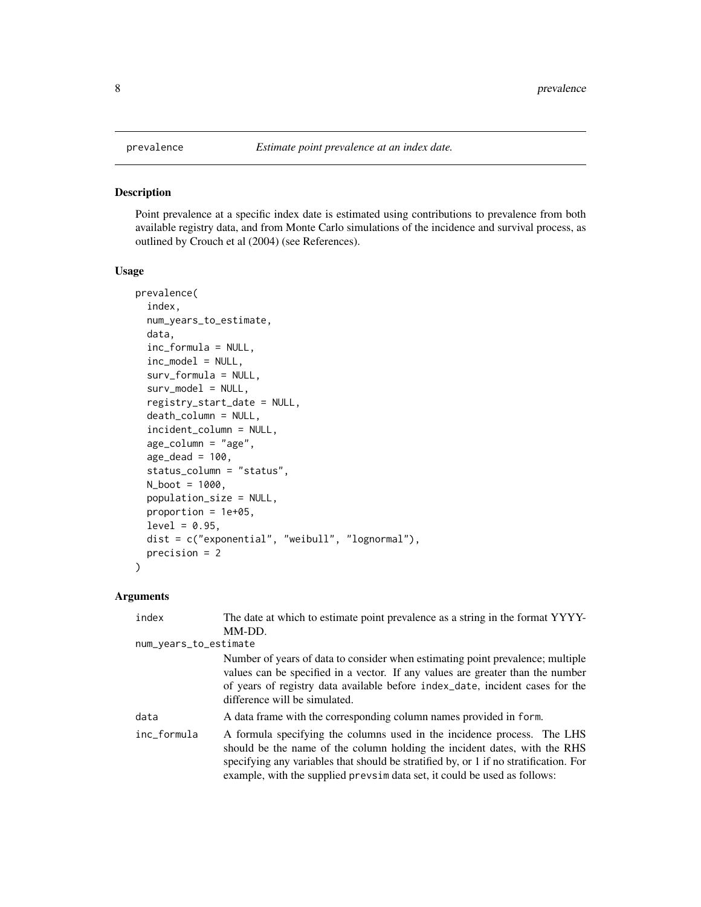## prevalence — *Estimate point prevalence at an index date.*

### Description

Point prevalence at a specific index date is estimated using contributions to prevalence from both available registry data, and from Monte Carlo simulations of the incidence and survival process, as outlined by Crouch et al (2004) (see References).

### Usage

```
prevalence(
  index,
  num_years_to_estimate,
  data,
  inc_formula = NULL,
  inc_model = NULL,
  surv_formula = NULL,
  surv_model = NULL,
  registry_start_date = NULL,
  death_column = NULL,
  incident_column = NULL,
  age_column = "age",
  age_dead = 100,
  status_column = "status",
  N_boot = 1000,
  population_size = NULL,
  proportion = 1e+05,
  level = 0.95,
  dist = c("exponential", "weibull", "lognormal"),
  precision = 2
)
```

### Arguments

| Argument | Description |
|---|---|
| `index` | The date at which to estimate point prevalence as a string in the format YYYY-MM-DD. |
| `num_years_to_estimate` | Number of years of data to consider when estimating point prevalence; multiple values can be specified in a vector. If any values are greater than the number of years of registry data available before `index_date`, incident cases for the difference will be simulated. |
| `data` | A data frame with the corresponding column names provided in `form`. |
| `inc_formula` | A formula specifying the columns used in the incidence process. The LHS should be the name of the column holding the incident dates, with the RHS specifying any variables that should be stratified by, or 1 if no stratification. For example, with the supplied `prevsim` data set, it could be used as follows: |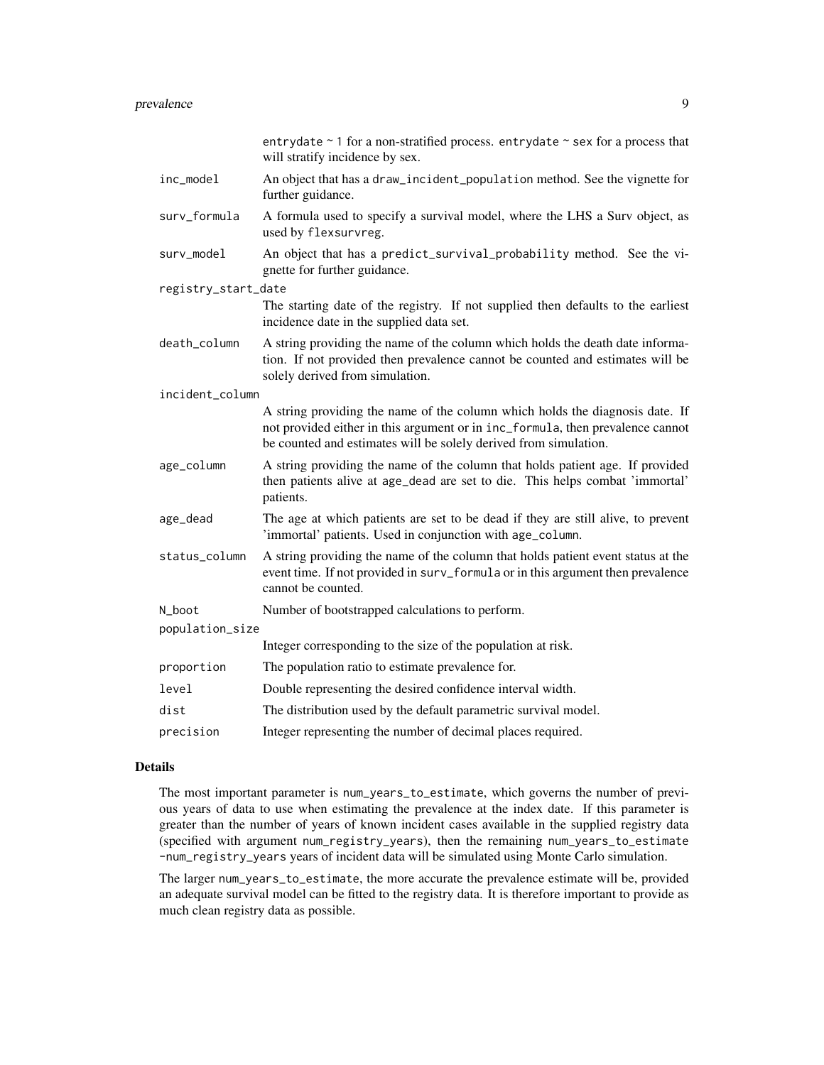entrydate ~ 1 for a non-stratified process. entrydate ~ sex for a process that will stratify incidence by sex.

| | |
|---|---|
| inc_model | An object that has a draw_incident_population method. See the vignette for further guidance. |
| surv_formula | A formula used to specify a survival model, where the LHS a Surv object, as used by flexsurvreg. |
| surv_model | An object that has a predict_survival_probability method. See the vignette for further guidance. |
| registry_start_date | The starting date of the registry. If not supplied then defaults to the earliest incidence date in the supplied data set. |
| death_column | A string providing the name of the column which holds the death date information. If not provided then prevalence cannot be counted and estimates will be solely derived from simulation. |
| incident_column | A string providing the name of the column which holds the diagnosis date. If not provided either in this argument or in inc_formula, then prevalence cannot be counted and estimates will be solely derived from simulation. |
| age_column | A string providing the name of the column that holds patient age. If provided then patients alive at age_dead are set to die. This helps combat 'immortal' patients. |
| age_dead | The age at which patients are set to be dead if they are still alive, to prevent 'immortal' patients. Used in conjunction with age_column. |
| status_column | A string providing the name of the column that holds patient event status at the event time. If not provided in surv_formula or in this argument then prevalence cannot be counted. |
| N_boot | Number of bootstrapped calculations to perform. |
| population_size | Integer corresponding to the size of the population at risk. |
| proportion | The population ratio to estimate prevalence for. |
| level | Double representing the desired confidence interval width. |
| dist | The distribution used by the default parametric survival model. |
| precision | Integer representing the number of decimal places required. |

## Details

The most important parameter is num_years_to_estimate, which governs the number of previous years of data to use when estimating the prevalence at the index date. If this parameter is greater than the number of years of known incident cases available in the supplied registry data (specified with argument num_registry_years), then the remaining num_years_to_estimate -num_registry_years years of incident data will be simulated using Monte Carlo simulation.

The larger num_years_to_estimate, the more accurate the prevalence estimate will be, provided an adequate survival model can be fitted to the registry data. It is therefore important to provide as much clean registry data as possible.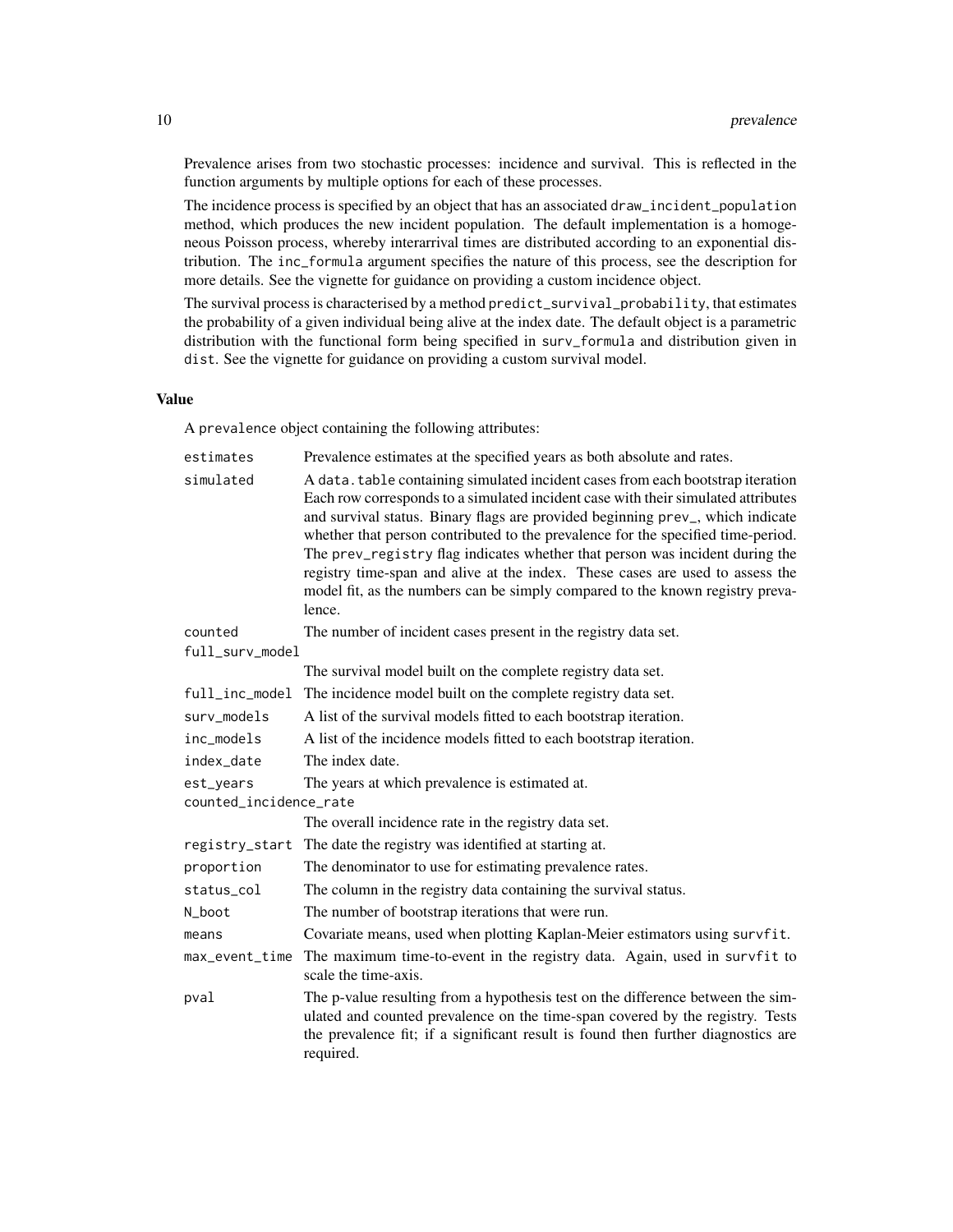Prevalence arises from two stochastic processes: incidence and survival. This is reflected in the function arguments by multiple options for each of these processes.

The incidence process is specified by an object that has an associated `draw_incident_population` method, which produces the new incident population. The default implementation is a homogeneous Poisson process, whereby interarrival times are distributed according to an exponential distribution. The `inc_formula` argument specifies the nature of this process, see the description for more details. See the vignette for guidance on providing a custom incidence object.

The survival process is characterised by a method `predict_survival_probability`, that estimates the probability of a given individual being alive at the index date. The default object is a parametric distribution with the functional form being specified in `surv_formula` and distribution given in `dist`. See the vignette for guidance on providing a custom survival model.

### Value

A `prevalence` object containing the following attributes:

| | |
|---|---|
| `estimates` | Prevalence estimates at the specified years as both absolute and rates. |
| `simulated` | A `data.table` containing simulated incident cases from each bootstrap iteration Each row corresponds to a simulated incident case with their simulated attributes and survival status. Binary flags are provided beginning `prev_`, which indicate whether that person contributed to the prevalence for the specified time-period. The `prev_registry` flag indicates whether that person was incident during the registry time-span and alive at the index. These cases are used to assess the model fit, as the numbers can be simply compared to the known registry prevalence. |
| `counted` | The number of incident cases present in the registry data set. |
| `full_surv_model` | The survival model built on the complete registry data set. |
| `full_inc_model` | The incidence model built on the complete registry data set. |
| `surv_models` | A list of the survival models fitted to each bootstrap iteration. |
| `inc_models` | A list of the incidence models fitted to each bootstrap iteration. |
| `index_date` | The index date. |
| `est_years` | The years at which prevalence is estimated at. |
| `counted_incidence_rate` | The overall incidence rate in the registry data set. |
| `registry_start` | The date the registry was identified at starting at. |
| `proportion` | The denominator to use for estimating prevalence rates. |
| `status_col` | The column in the registry data containing the survival status. |
| `N_boot` | The number of bootstrap iterations that were run. |
| `means` | Covariate means, used when plotting Kaplan-Meier estimators using `survfit`. |
| `max_event_time` | The maximum time-to-event in the registry data. Again, used in `survfit` to scale the time-axis. |
| `pval` | The p-value resulting from a hypothesis test on the difference between the simulated and counted prevalence on the time-span covered by the registry. Tests the prevalence fit; if a significant result is found then further diagnostics are required. |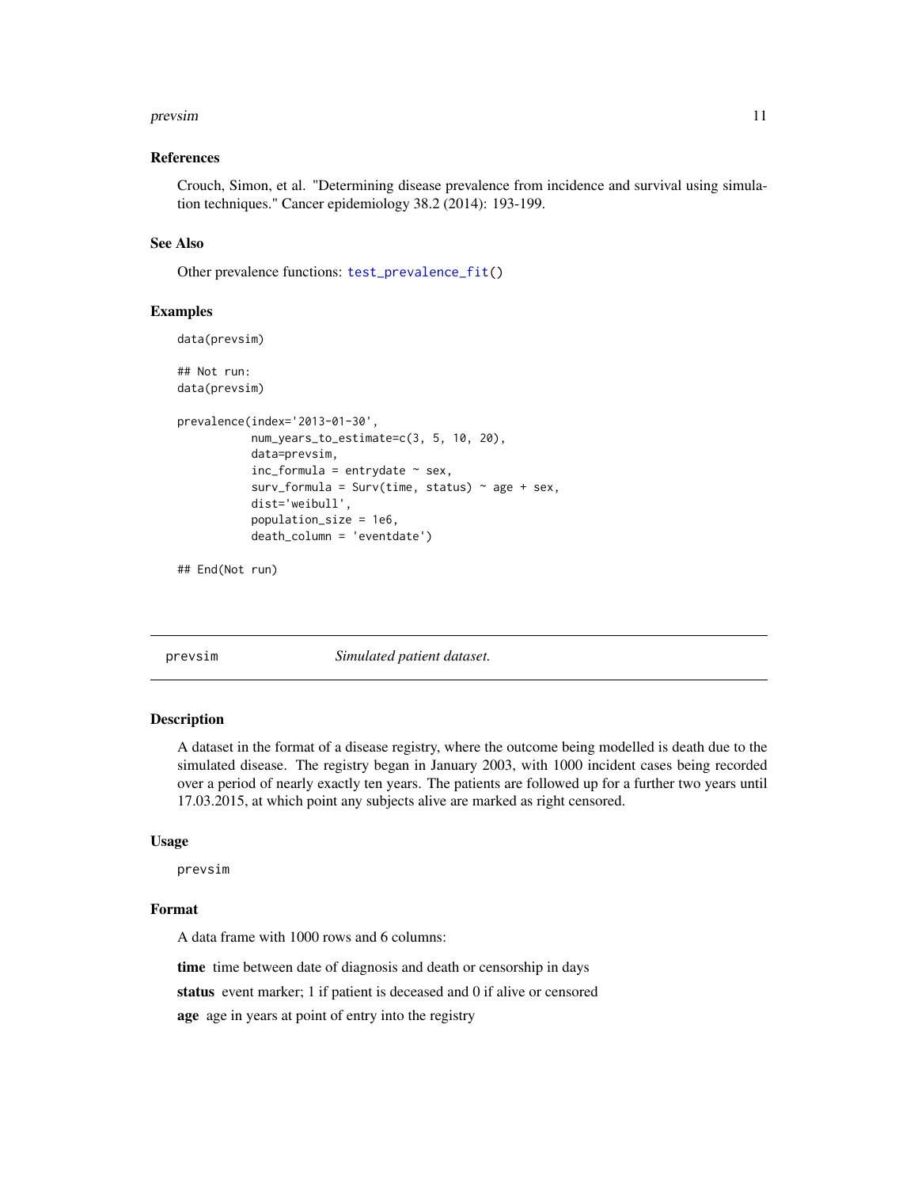### References

Crouch, Simon, et al. "Determining disease prevalence from incidence and survival using simulation techniques." Cancer epidemiology 38.2 (2014): 193-199.

### See Also

Other prevalence functions: `test_prevalence_fit()`

### Examples

```
data(prevsim)

## Not run:
data(prevsim)

prevalence(index='2013-01-30',
           num_years_to_estimate=c(3, 5, 10, 20),
           data=prevsim,
           inc_formula = entrydate ~ sex,
           surv_formula = Surv(time, status) ~ age + sex,
           dist='weibull',
           population_size = 1e6,
           death_column = 'eventdate')

## End(Not run)
```

---

## prevsim *Simulated patient dataset.*

### Description

A dataset in the format of a disease registry, where the outcome being modelled is death due to the simulated disease. The registry began in January 2003, with 1000 incident cases being recorded over a period of nearly exactly ten years. The patients are followed up for a further two years until 17.03.2015, at which point any subjects alive are marked as right censored.

### Usage

```
prevsim
```

### Format

A data frame with 1000 rows and 6 columns:

**time** time between date of diagnosis and death or censorship in days

**status** event marker; 1 if patient is deceased and 0 if alive or censored

**age** age in years at point of entry into the registry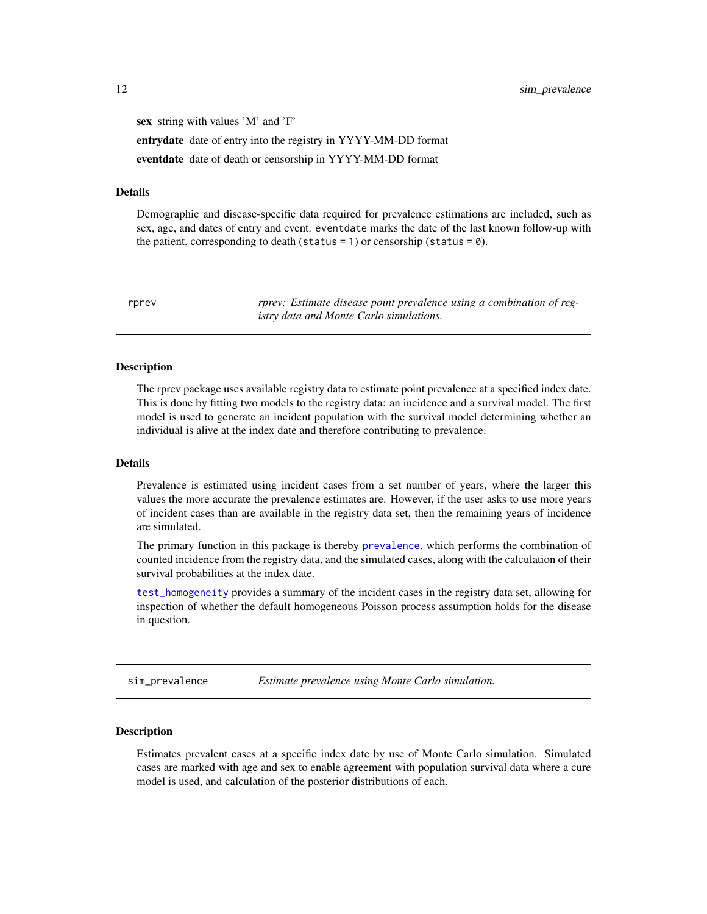**sex** string with values 'M' and 'F'

**entrydate** date of entry into the registry in YYYY-MM-DD format

**eventdate** date of death or censorship in YYYY-MM-DD format

### Details

Demographic and disease-specific data required for prevalence estimations are included, such as sex, age, and dates of entry and event. `eventdate` marks the date of the last known follow-up with the patient, corresponding to death (`status = 1`) or censorship (`status = 0`).

---

## `rprev` — *rprev: Estimate disease point prevalence using a combination of registry data and Monte Carlo simulations.*

---

### Description

The rprev package uses available registry data to estimate point prevalence at a specified index date. This is done by fitting two models to the registry data: an incidence and a survival model. The first model is used to generate an incident population with the survival model determining whether an individual is alive at the index date and therefore contributing to prevalence.

### Details

Prevalence is estimated using incident cases from a set number of years, where the larger this values the more accurate the prevalence estimates are. However, if the user asks to use more years of incident cases than are available in the registry data set, then the remaining years of incidence are simulated.

The primary function in this package is thereby `prevalence`, which performs the combination of counted incidence from the registry data, and the simulated cases, along with the calculation of their survival probabilities at the index date.

`test_homogeneity` provides a summary of the incident cases in the registry data set, allowing for inspection of whether the default homogeneous Poisson process assumption holds for the disease in question.

---

## `sim_prevalence` — *Estimate prevalence using Monte Carlo simulation.*

---

### Description

Estimates prevalent cases at a specific index date by use of Monte Carlo simulation. Simulated cases are marked with age and sex to enable agreement with population survival data where a cure model is used, and calculation of the posterior distributions of each.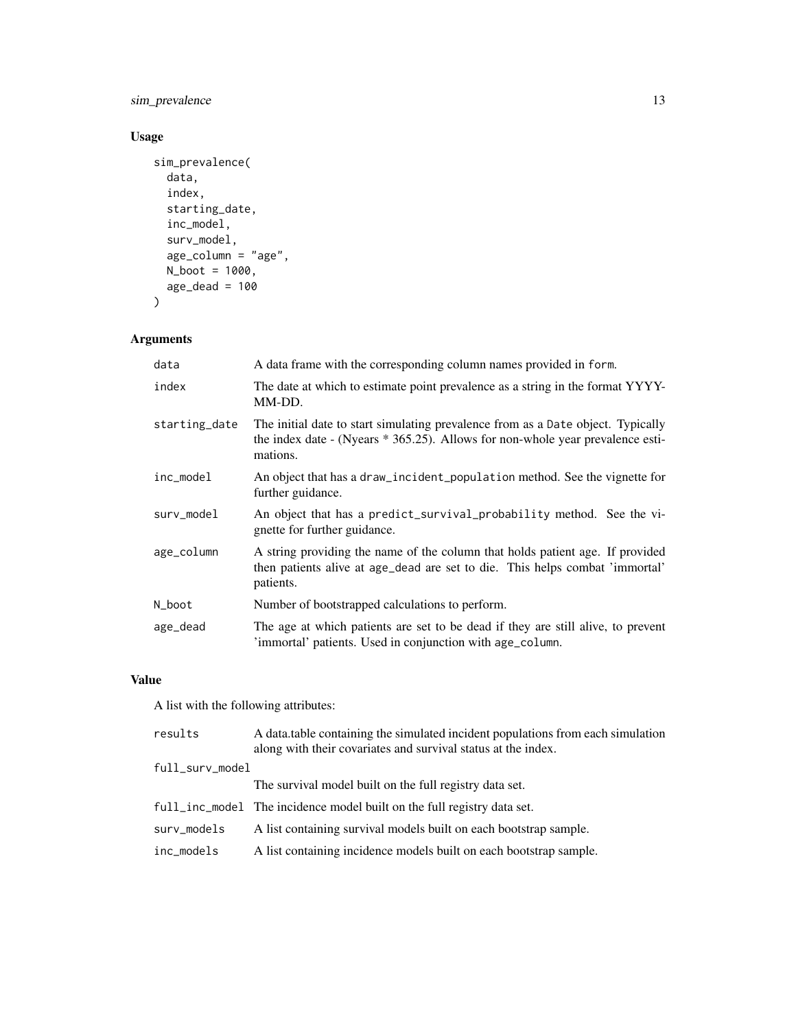## Usage

```
sim_prevalence(
  data,
  index,
  starting_date,
  inc_model,
  surv_model,
  age_column = "age",
  N_boot = 1000,
  age_dead = 100
)
```

## Arguments

| | |
|---|---|
| data | A data frame with the corresponding column names provided in form. |
| index | The date at which to estimate point prevalence as a string in the format YYYY-MM-DD. |
| starting_date | The initial date to start simulating prevalence from as a Date object. Typically the index date - (Nyears * 365.25). Allows for non-whole year prevalence estimations. |
| inc_model | An object that has a draw_incident_population method. See the vignette for further guidance. |
| surv_model | An object that has a predict_survival_probability method. See the vignette for further guidance. |
| age_column | A string providing the name of the column that holds patient age. If provided then patients alive at age_dead are set to die. This helps combat 'immortal' patients. |
| N_boot | Number of bootstrapped calculations to perform. |
| age_dead | The age at which patients are set to be dead if they are still alive, to prevent 'immortal' patients. Used in conjunction with age_column. |

## Value

A list with the following attributes:

| | |
|---|---|
| results | A data.table containing the simulated incident populations from each simulation along with their covariates and survival status at the index. |
| full_surv_model | The survival model built on the full registry data set. |
| full_inc_model | The incidence model built on the full registry data set. |
| surv_models | A list containing survival models built on each bootstrap sample. |
| inc_models | A list containing incidence models built on each bootstrap sample. |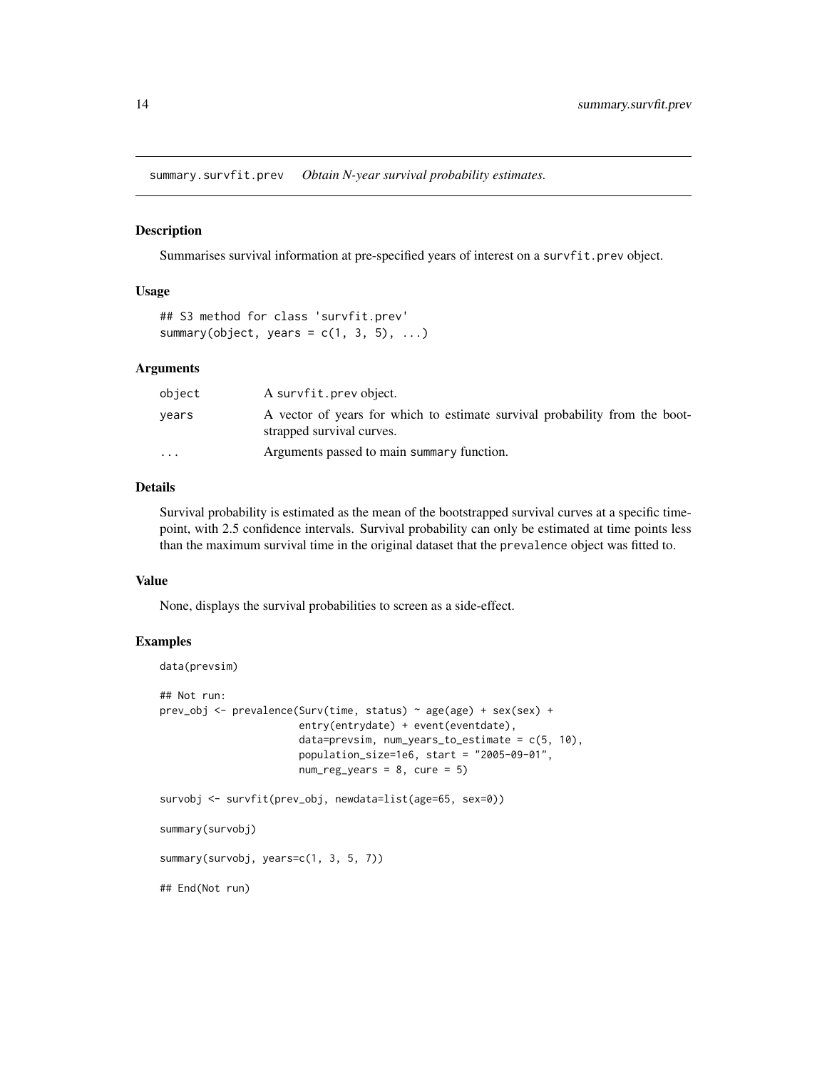## summary.survfit.prev *Obtain N-year survival probability estimates.*

### Description

Summarises survival information at pre-specified years of interest on a `survfit.prev` object.

### Usage

```
## S3 method for class 'survfit.prev'
summary(object, years = c(1, 3, 5), ...)
```

### Arguments

| | |
|---|---|
| object | A survfit.prev object. |
| years | A vector of years for which to estimate survival probability from the bootstrapped survival curves. |
| ... | Arguments passed to main summary function. |

### Details

Survival probability is estimated as the mean of the bootstrapped survival curves at a specific timepoint, with 2.5 confidence intervals. Survival probability can only be estimated at time points less than the maximum survival time in the original dataset that the `prevalence` object was fitted to.

### Value

None, displays the survival probabilities to screen as a side-effect.

### Examples

```
data(prevsim)

## Not run:
prev_obj <- prevalence(Surv(time, status) ~ age(age) + sex(sex) +
                       entry(entrydate) + event(eventdate),
                       data=prevsim, num_years_to_estimate = c(5, 10),
                       population_size=1e6, start = "2005-09-01",
                       num_reg_years = 8, cure = 5)

survobj <- survfit(prev_obj, newdata=list(age=65, sex=0))

summary(survobj)

summary(survobj, years=c(1, 3, 5, 7))

## End(Not run)
```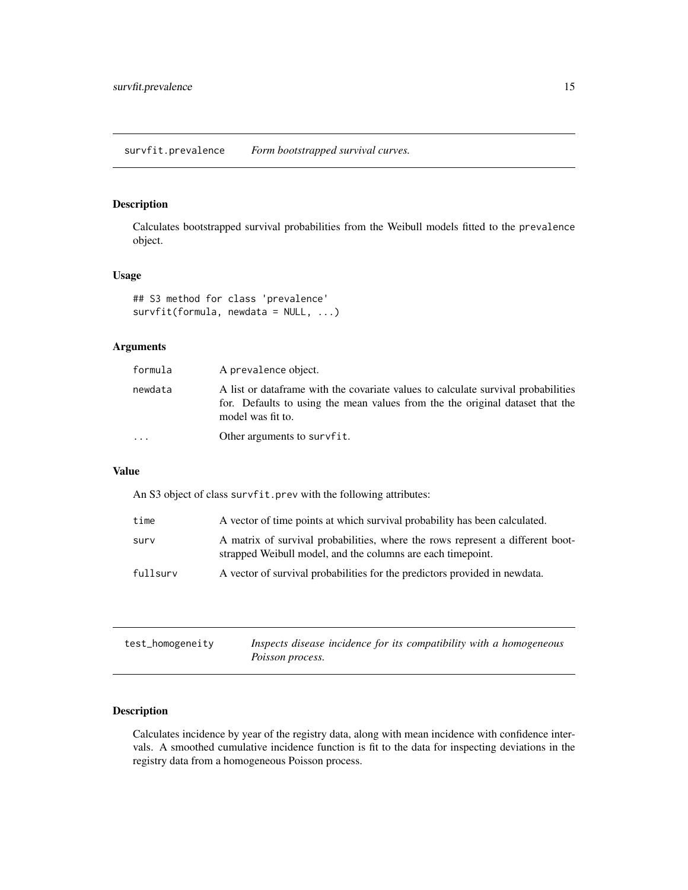## survfit.prevalence — *Form bootstrapped survival curves.*

### Description

Calculates bootstrapped survival probabilities from the Weibull models fitted to the `prevalence` object.

### Usage

```
## S3 method for class 'prevalence'
survfit(formula, newdata = NULL, ...)
```

### Arguments

| | |
|---|---|
| `formula` | A `prevalence` object. |
| `newdata` | A list or dataframe with the covariate values to calculate survival probabilities for. Defaults to using the mean values from the the original dataset that the model was fit to. |
| `...` | Other arguments to `survfit`. |

### Value

An S3 object of class `survfit.prev` with the following attributes:

| | |
|---|---|
| `time` | A vector of time points at which survival probability has been calculated. |
| `surv` | A matrix of survival probabilities, where the rows represent a different bootstrapped Weibull model, and the columns are each timepoint. |
| `fullsurv` | A vector of survival probabilities for the predictors provided in newdata. |

## test_homogeneity — *Inspects disease incidence for its compatibility with a homogeneous Poisson process.*

### Description

Calculates incidence by year of the registry data, along with mean incidence with confidence intervals. A smoothed cumulative incidence function is fit to the data for inspecting deviations in the registry data from a homogeneous Poisson process.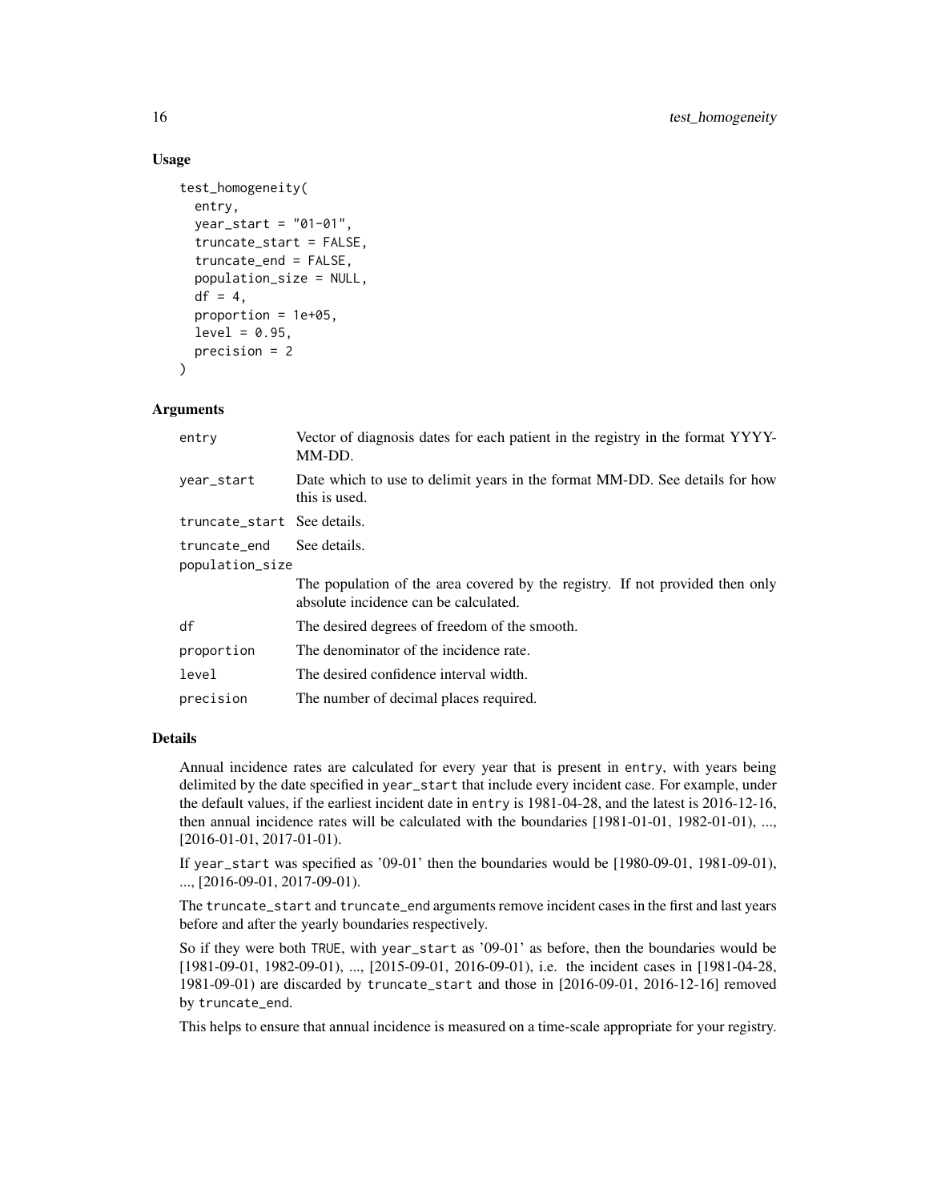### Usage

```
test_homogeneity(
  entry,
  year_start = "01-01",
  truncate_start = FALSE,
  truncate_end = FALSE,
  population_size = NULL,
  df = 4,
  proportion = 1e+05,
  level = 0.95,
  precision = 2
)
```

### Arguments

| | |
|---|---|
| entry | Vector of diagnosis dates for each patient in the registry in the format YYYY-MM-DD. |
| year_start | Date which to use to delimit years in the format MM-DD. See details for how this is used. |
| truncate_start | See details. |
| truncate_end | See details. |
| population_size | The population of the area covered by the registry. If not provided then only absolute incidence can be calculated. |
| df | The desired degrees of freedom of the smooth. |
| proportion | The denominator of the incidence rate. |
| level | The desired confidence interval width. |
| precision | The number of decimal places required. |

### Details

Annual incidence rates are calculated for every year that is present in entry, with years being delimited by the date specified in year_start that include every incident case. For example, under the default values, if the earliest incident date in entry is 1981-04-28, and the latest is 2016-12-16, then annual incidence rates will be calculated with the boundaries [1981-01-01, 1982-01-01), ..., [2016-01-01, 2017-01-01).

If year_start was specified as '09-01' then the boundaries would be [1980-09-01, 1981-09-01), ..., [2016-09-01, 2017-09-01).

The truncate_start and truncate_end arguments remove incident cases in the first and last years before and after the yearly boundaries respectively.

So if they were both TRUE, with year_start as '09-01' as before, then the boundaries would be [1981-09-01, 1982-09-01), ..., [2015-09-01, 2016-09-01), i.e. the incident cases in [1981-04-28, 1981-09-01) are discarded by truncate_start and those in [2016-09-01, 2016-12-16] removed by truncate_end.

This helps to ensure that annual incidence is measured on a time-scale appropriate for your registry.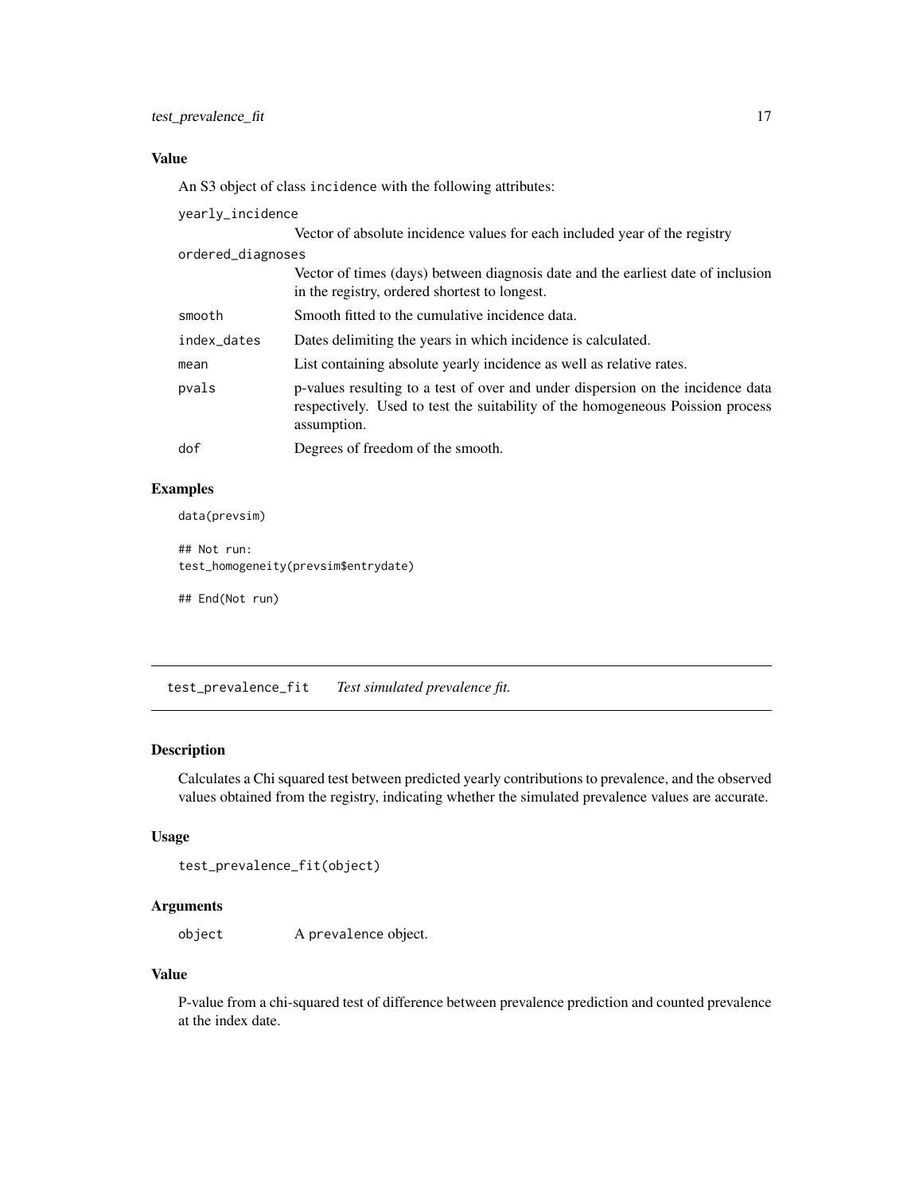## Value

An S3 object of class incidence with the following attributes:

- `yearly_incidence` Vector of absolute incidence values for each included year of the registry
- `ordered_diagnoses` Vector of times (days) between diagnosis date and the earliest date of inclusion in the registry, ordered shortest to longest.
- `smooth` Smooth fitted to the cumulative incidence data.
- `index_dates` Dates delimiting the years in which incidence is calculated.
- `mean` List containing absolute yearly incidence as well as relative rates.
- `pvals` p-values resulting to a test of over and under dispersion on the incidence data respectively. Used to test the suitability of the homogeneous Poission process assumption.
- `dof` Degrees of freedom of the smooth.

## Examples

```
data(prevsim)

## Not run:
test_homogeneity(prevsim$entrydate)

## End(Not run)
```

---

# test_prevalence_fit *Test simulated prevalence fit.*

## Description

Calculates a Chi squared test between predicted yearly contributions to prevalence, and the observed values obtained from the registry, indicating whether the simulated prevalence values are accurate.

## Usage

```
test_prevalence_fit(object)
```

## Arguments

- `object` A prevalence object.

## Value

P-value from a chi-squared test of difference between prevalence prediction and counted prevalence at the index date.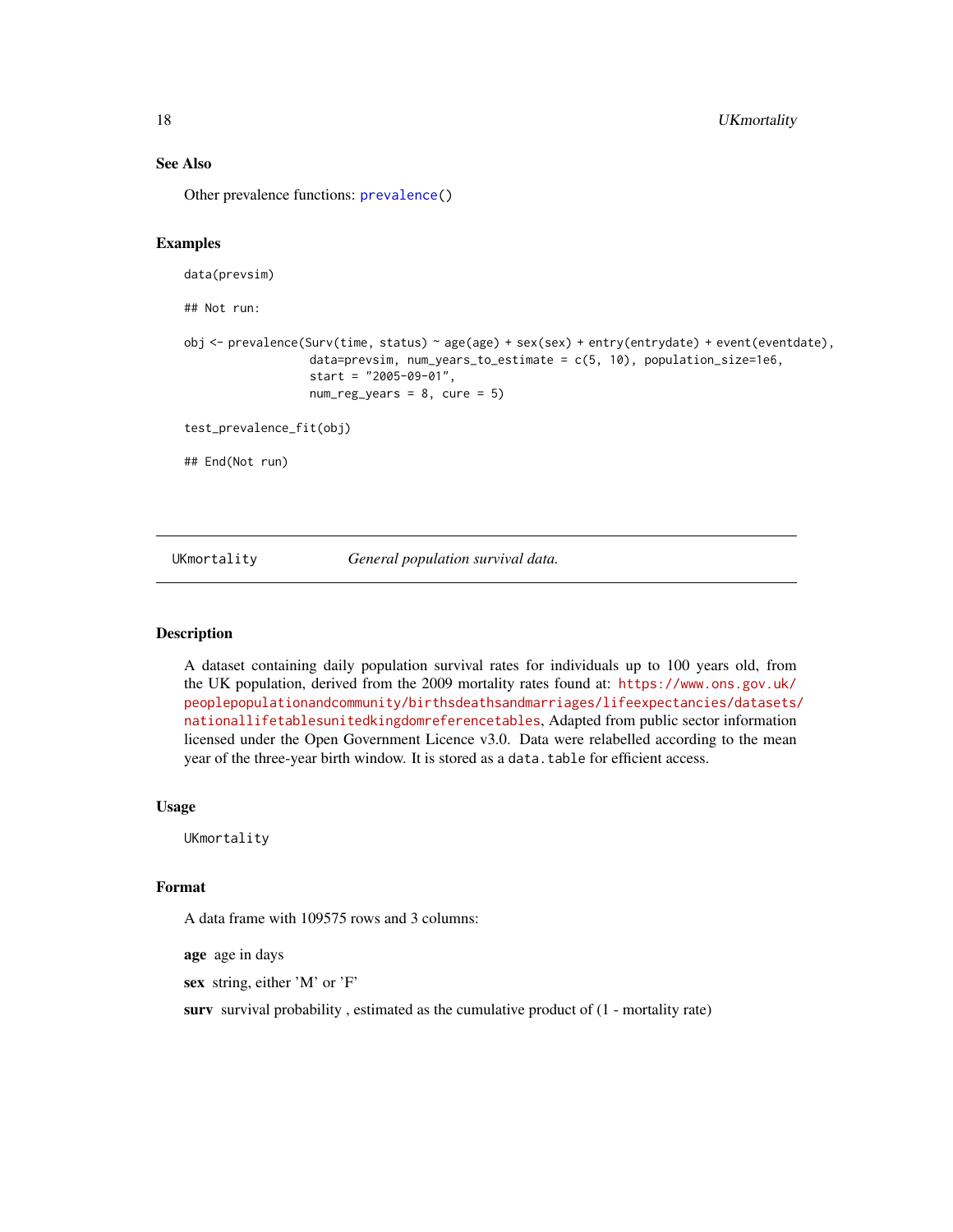### See Also

Other prevalence functions: `prevalence()`

### Examples

```
data(prevsim)

## Not run:

obj <- prevalence(Surv(time, status) ~ age(age) + sex(sex) + entry(entrydate) + event(eventdate),
                  data=prevsim, num_years_to_estimate = c(5, 10), population_size=1e6,
                  start = "2005-09-01",
                  num_reg_years = 8, cure = 5)

test_prevalence_fit(obj)

## End(Not run)
```

---

## UKmortality — *General population survival data.*

---

### Description

A dataset containing daily population survival rates for individuals up to 100 years old, from the UK population, derived from the 2009 mortality rates found at: https://www.ons.gov.uk/peoplepopulationandcommunity/birthsdeathsandmarriages/lifeexpectancies/datasets/nationallifetablesunitedkingdomreferencetables, Adapted from public sector information licensed under the Open Government Licence v3.0. Data were relabelled according to the mean year of the three-year birth window. It is stored as a `data.table` for efficient access.

### Usage

```
UKmortality
```

### Format

A data frame with 109575 rows and 3 columns:

**age** age in days

**sex** string, either 'M' or 'F'

**surv** survival probability , estimated as the cumulative product of (1 - mortality rate)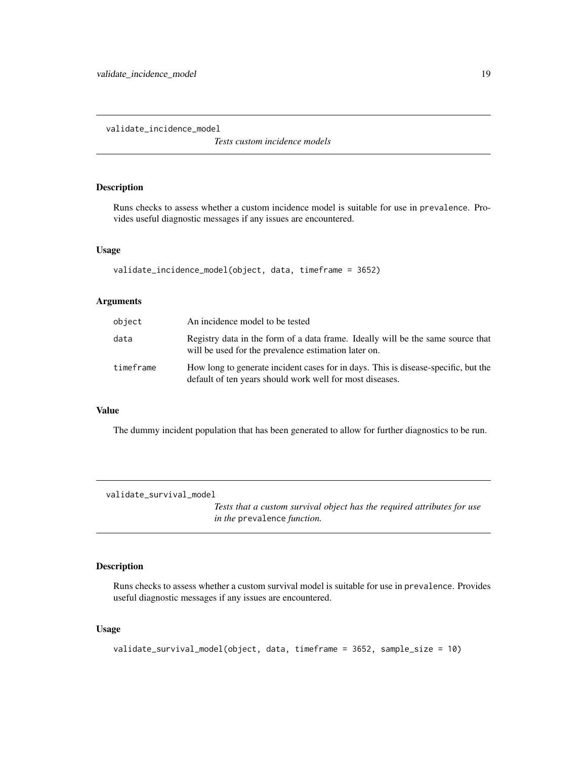## validate_incidence_model

*Tests custom incidence models*

### Description

Runs checks to assess whether a custom incidence model is suitable for use in `prevalence`. Provides useful diagnostic messages if any issues are encountered.

### Usage

```
validate_incidence_model(object, data, timeframe = 3652)
```

### Arguments

| | |
|---|---|
| `object` | An incidence model to be tested |
| `data` | Registry data in the form of a data frame. Ideally will be the same source that will be used for the prevalence estimation later on. |
| `timeframe` | How long to generate incident cases for in days. This is disease-specific, but the default of ten years should work well for most diseases. |

### Value

The dummy incident population that has been generated to allow for further diagnostics to be run.

## validate_survival_model

*Tests that a custom survival object has the required attributes for use in the* `prevalence` *function.*

### Description

Runs checks to assess whether a custom survival model is suitable for use in `prevalence`. Provides useful diagnostic messages if any issues are encountered.

### Usage

```
validate_survival_model(object, data, timeframe = 3652, sample_size = 10)
```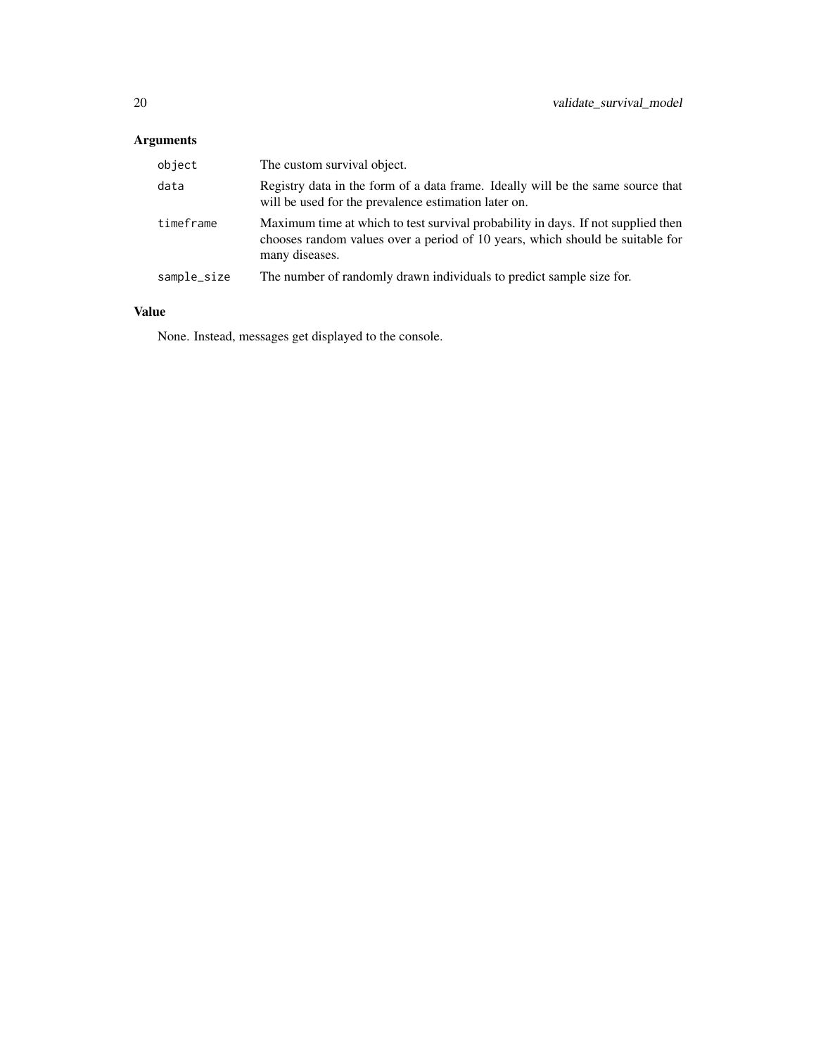## Arguments

| | |
|---|---|
| `object` | The custom survival object. |
| `data` | Registry data in the form of a data frame. Ideally will be the same source that will be used for the prevalence estimation later on. |
| `timeframe` | Maximum time at which to test survival probability in days. If not supplied then chooses random values over a period of 10 years, which should be suitable for many diseases. |
| `sample_size` | The number of randomly drawn individuals to predict sample size for. |

## Value

None. Instead, messages get displayed to the console.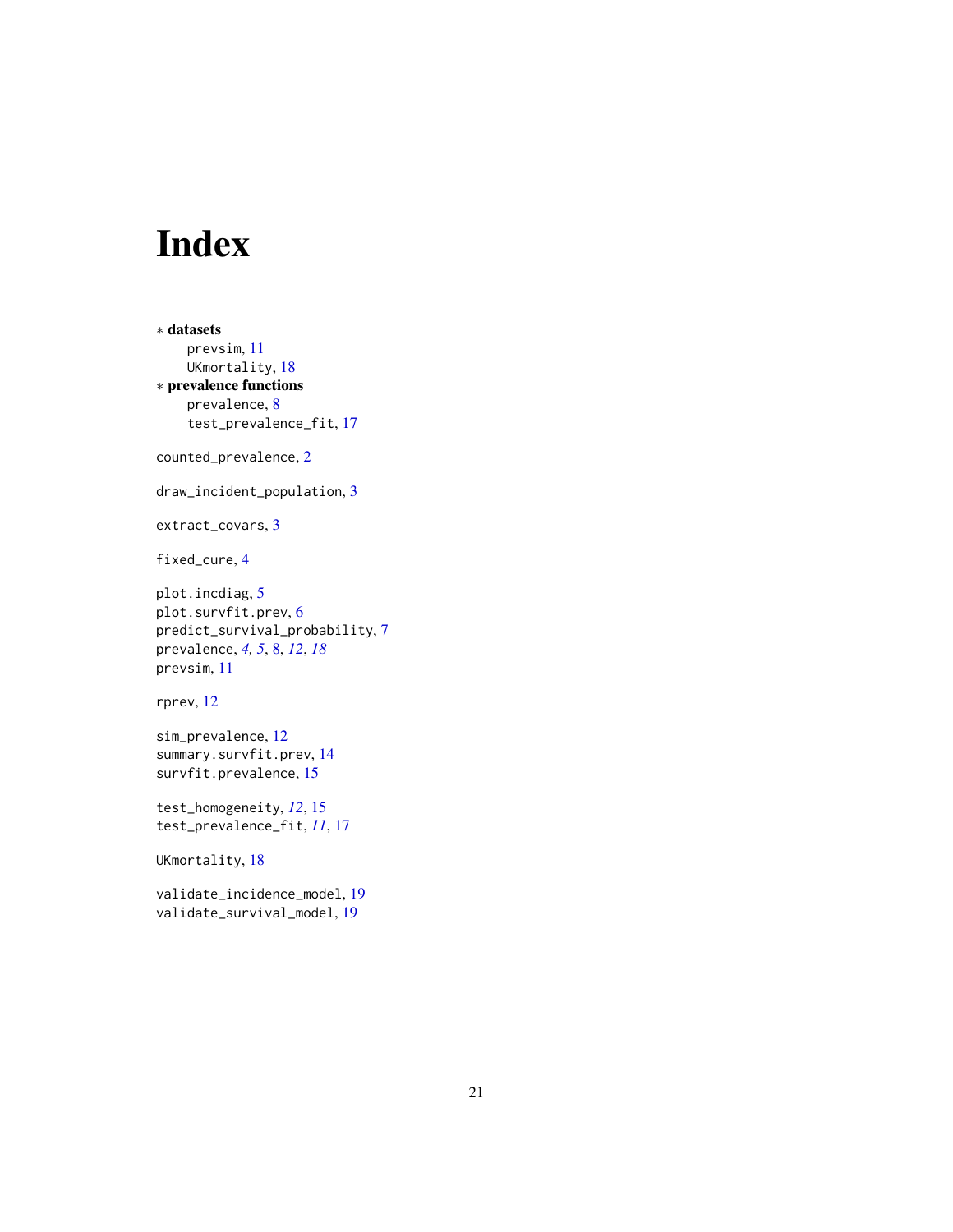# Index

* **datasets**
  - prevsim, 11
  - UKmortality, 18
* **prevalence functions**
  - prevalence, 8
  - test_prevalence_fit, 17

counted_prevalence, 2

draw_incident_population, 3

extract_covars, 3

fixed_cure, 4

plot.incdiag, 5
plot.survfit.prev, 6
predict_survival_probability, 7
prevalence, *4, 5*, 8, *12*, *18*
prevsim, 11

rprev, 12

sim_prevalence, 12
summary.survfit.prev, 14
survfit.prevalence, 15

test_homogeneity, *12*, 15
test_prevalence_fit, *11*, 17

UKmortality, 18

validate_incidence_model, 19
validate_survival_model, 19